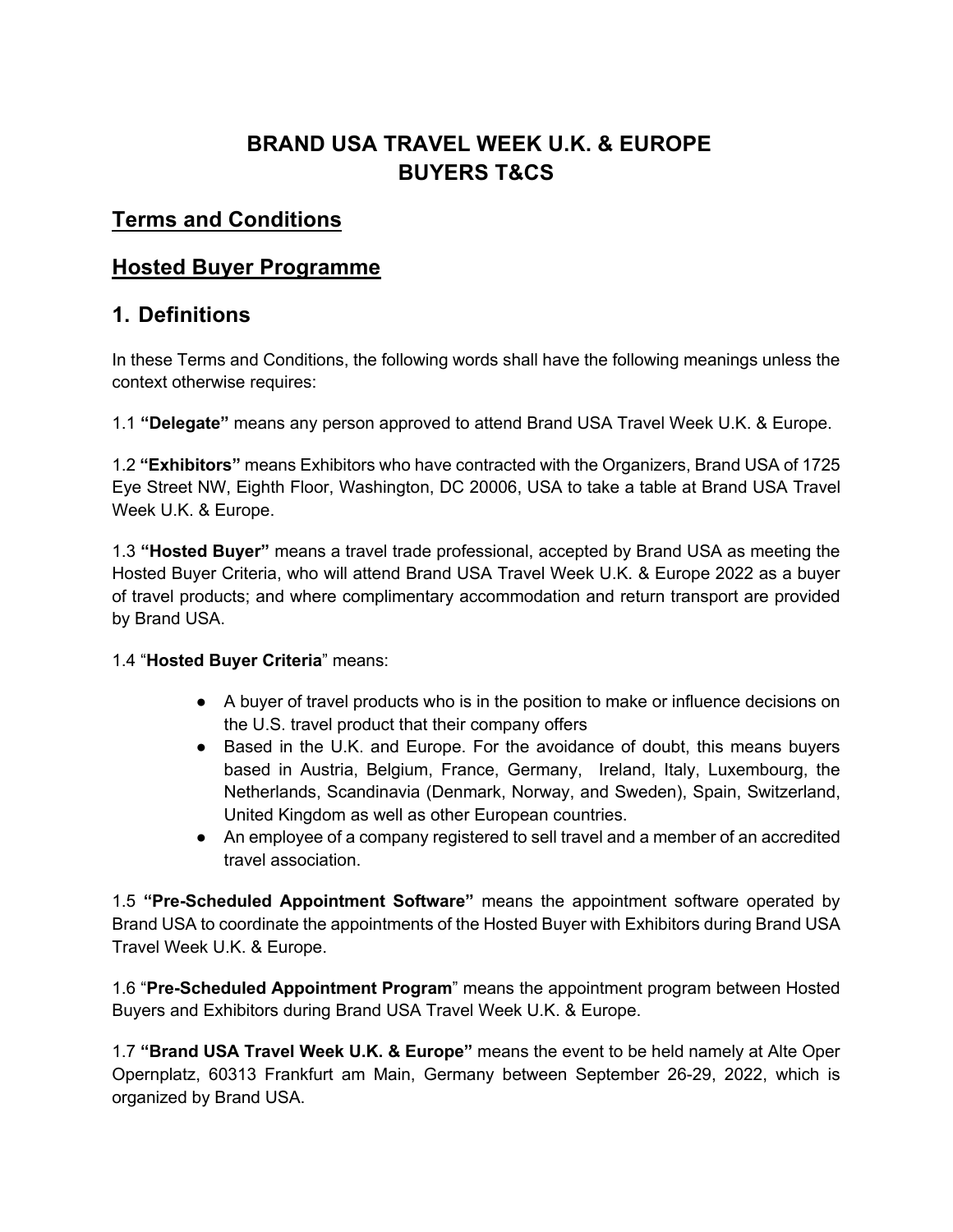# BRAND USA TRAVEL WEEK U.K. & EUROPE
# BUYERS T&CS

## Terms and Conditions

## Hosted Buyer Programme

## 1. Definitions

In these Terms and Conditions, the following words shall have the following meanings unless the context otherwise requires:

1.1 **"Delegate"** means any person approved to attend Brand USA Travel Week U.K. & Europe.

1.2 **"Exhibitors"** means Exhibitors who have contracted with the Organizers, Brand USA of 1725 Eye Street NW, Eighth Floor, Washington, DC 20006, USA to take a table at Brand USA Travel Week U.K. & Europe.

1.3 **"Hosted Buyer"** means a travel trade professional, accepted by Brand USA as meeting the Hosted Buyer Criteria, who will attend Brand USA Travel Week U.K. & Europe 2022 as a buyer of travel products; and where complimentary accommodation and return transport are provided by Brand USA.

1.4 "**Hosted Buyer Criteria**" means:

- A buyer of travel products who is in the position to make or influence decisions on the U.S. travel product that their company offers
- Based in the U.K. and Europe. For the avoidance of doubt, this means buyers based in Austria, Belgium, France, Germany, Ireland, Italy, Luxembourg, the Netherlands, Scandinavia (Denmark, Norway, and Sweden), Spain, Switzerland, United Kingdom as well as other European countries.
- An employee of a company registered to sell travel and a member of an accredited travel association.

1.5 **"Pre-Scheduled Appointment Software"** means the appointment software operated by Brand USA to coordinate the appointments of the Hosted Buyer with Exhibitors during Brand USA Travel Week U.K. & Europe.

1.6 "**Pre-Scheduled Appointment Program**" means the appointment program between Hosted Buyers and Exhibitors during Brand USA Travel Week U.K. & Europe.

1.7 **"Brand USA Travel Week U.K. & Europe"** means the event to be held namely at Alte Oper Opernplatz, 60313 Frankfurt am Main, Germany between September 26-29, 2022, which is organized by Brand USA.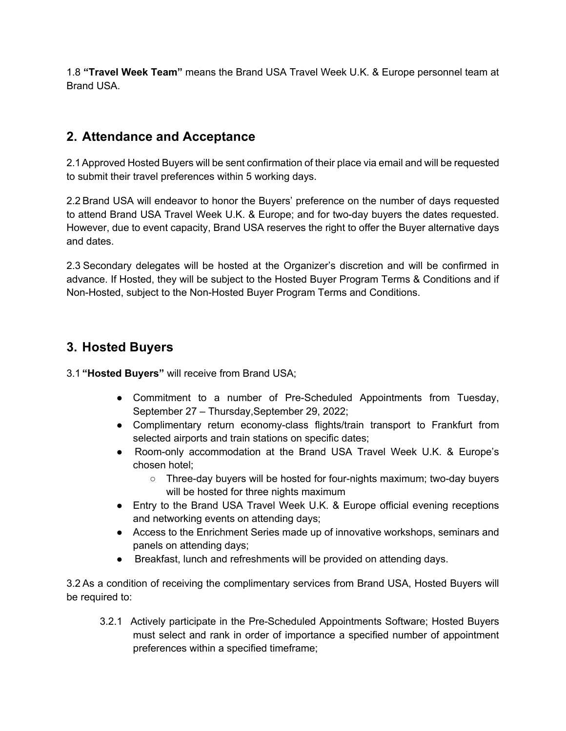1.8 **"Travel Week Team"** means the Brand USA Travel Week U.K. & Europe personnel team at Brand USA.

## 2. Attendance and Acceptance

2.1 Approved Hosted Buyers will be sent confirmation of their place via email and will be requested to submit their travel preferences within 5 working days.

2.2 Brand USA will endeavor to honor the Buyers' preference on the number of days requested to attend Brand USA Travel Week U.K. & Europe; and for two-day buyers the dates requested. However, due to event capacity, Brand USA reserves the right to offer the Buyer alternative days and dates.

2.3 Secondary delegates will be hosted at the Organizer's discretion and will be confirmed in advance. If Hosted, they will be subject to the Hosted Buyer Program Terms & Conditions and if Non-Hosted, subject to the Non-Hosted Buyer Program Terms and Conditions.

## 3. Hosted Buyers

3.1 **"Hosted Buyers"** will receive from Brand USA;

- Commitment to a number of Pre-Scheduled Appointments from Tuesday, September 27 – Thursday,September 29, 2022;
- Complimentary return economy-class flights/train transport to Frankfurt from selected airports and train stations on specific dates;
- Room-only accommodation at the Brand USA Travel Week U.K. & Europe's chosen hotel;
  - Three-day buyers will be hosted for four-nights maximum; two-day buyers will be hosted for three nights maximum
- Entry to the Brand USA Travel Week U.K. & Europe official evening receptions and networking events on attending days;
- Access to the Enrichment Series made up of innovative workshops, seminars and panels on attending days;
- Breakfast, lunch and refreshments will be provided on attending days.

3.2 As a condition of receiving the complimentary services from Brand USA, Hosted Buyers will be required to:

3.2.1 Actively participate in the Pre-Scheduled Appointments Software; Hosted Buyers must select and rank in order of importance a specified number of appointment preferences within a specified timeframe;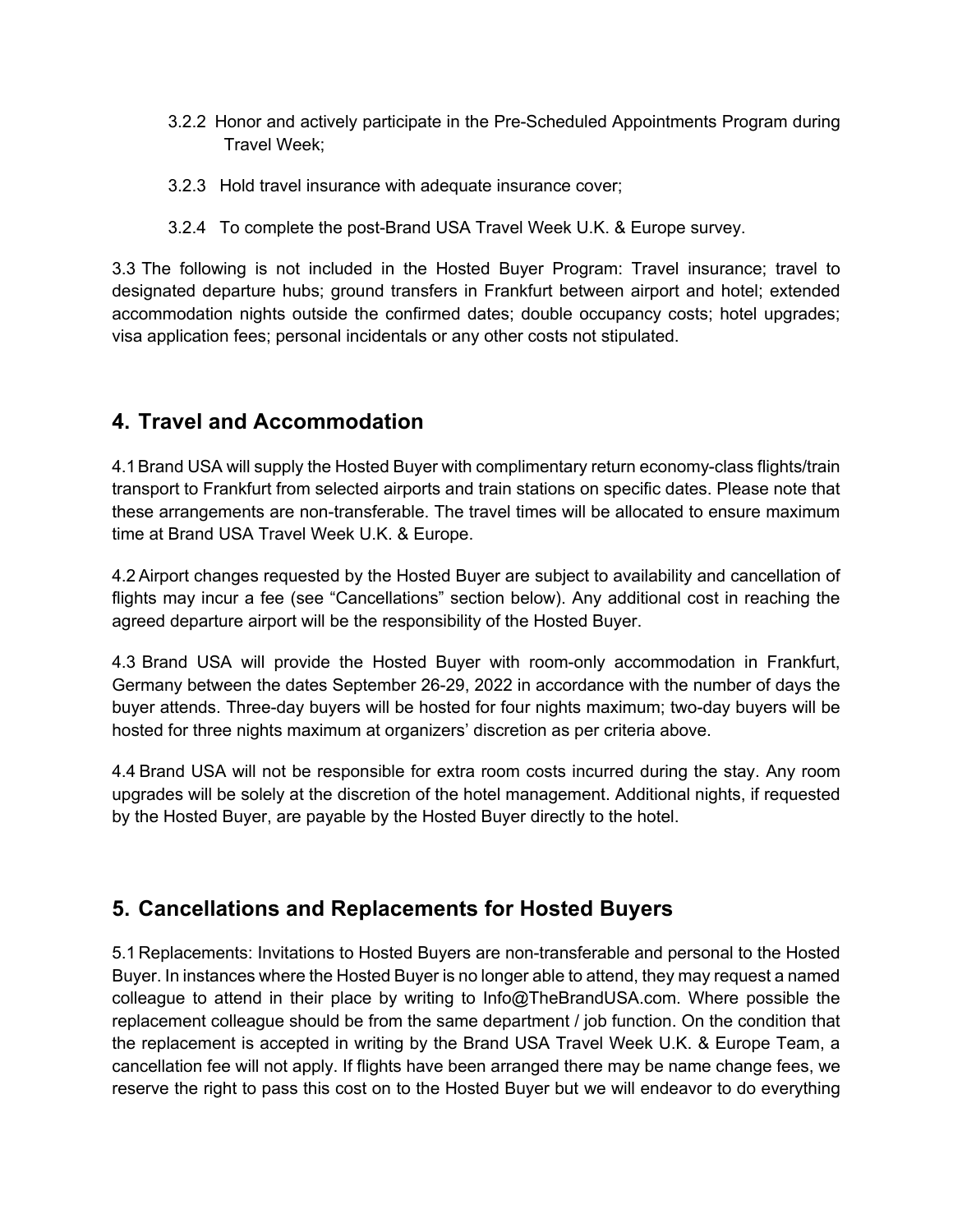3.2.2 Honor and actively participate in the Pre-Scheduled Appointments Program during Travel Week;

3.2.3 Hold travel insurance with adequate insurance cover;

3.2.4 To complete the post-Brand USA Travel Week U.K. & Europe survey.

3.3 The following is not included in the Hosted Buyer Program: Travel insurance; travel to designated departure hubs; ground transfers in Frankfurt between airport and hotel; extended accommodation nights outside the confirmed dates; double occupancy costs; hotel upgrades; visa application fees; personal incidentals or any other costs not stipulated.

## 4. Travel and Accommodation

4.1 Brand USA will supply the Hosted Buyer with complimentary return economy-class flights/train transport to Frankfurt from selected airports and train stations on specific dates. Please note that these arrangements are non-transferable. The travel times will be allocated to ensure maximum time at Brand USA Travel Week U.K. & Europe.

4.2 Airport changes requested by the Hosted Buyer are subject to availability and cancellation of flights may incur a fee (see "Cancellations" section below). Any additional cost in reaching the agreed departure airport will be the responsibility of the Hosted Buyer.

4.3 Brand USA will provide the Hosted Buyer with room-only accommodation in Frankfurt, Germany between the dates September 26-29, 2022 in accordance with the number of days the buyer attends. Three-day buyers will be hosted for four nights maximum; two-day buyers will be hosted for three nights maximum at organizers' discretion as per criteria above.

4.4 Brand USA will not be responsible for extra room costs incurred during the stay. Any room upgrades will be solely at the discretion of the hotel management. Additional nights, if requested by the Hosted Buyer, are payable by the Hosted Buyer directly to the hotel.

## 5. Cancellations and Replacements for Hosted Buyers

5.1 Replacements: Invitations to Hosted Buyers are non-transferable and personal to the Hosted Buyer. In instances where the Hosted Buyer is no longer able to attend, they may request a named colleague to attend in their place by writing to Info@TheBrandUSA.com. Where possible the replacement colleague should be from the same department / job function. On the condition that the replacement is accepted in writing by the Brand USA Travel Week U.K. & Europe Team, a cancellation fee will not apply. If flights have been arranged there may be name change fees, we reserve the right to pass this cost on to the Hosted Buyer but we will endeavor to do everything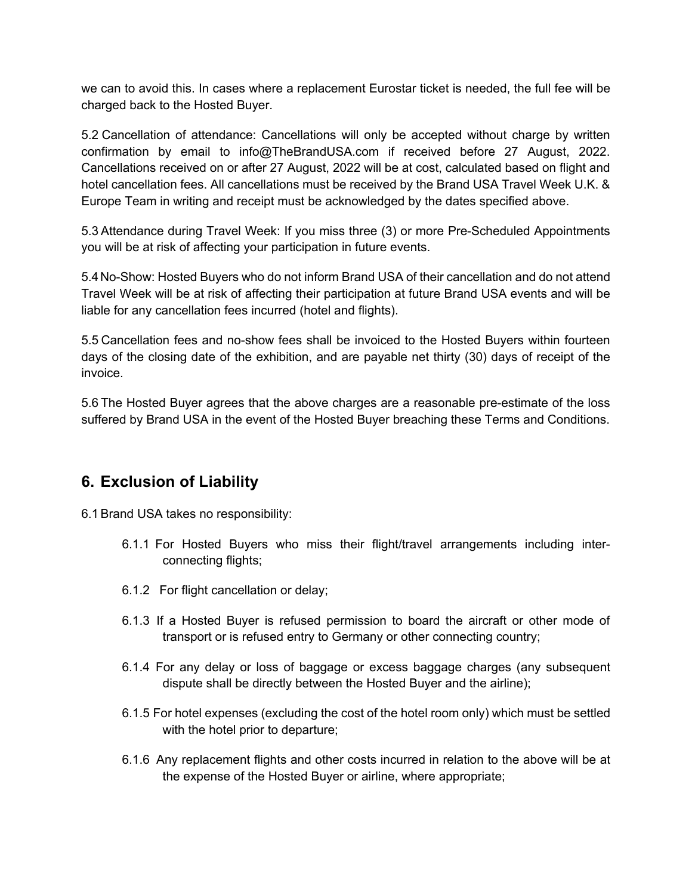we can to avoid this. In cases where a replacement Eurostar ticket is needed, the full fee will be charged back to the Hosted Buyer.

5.2 Cancellation of attendance: Cancellations will only be accepted without charge by written confirmation by email to info@TheBrandUSA.com if received before 27 August, 2022. Cancellations received on or after 27 August, 2022 will be at cost, calculated based on flight and hotel cancellation fees. All cancellations must be received by the Brand USA Travel Week U.K. & Europe Team in writing and receipt must be acknowledged by the dates specified above.

5.3 Attendance during Travel Week: If you miss three (3) or more Pre-Scheduled Appointments you will be at risk of affecting your participation in future events.

5.4 No-Show: Hosted Buyers who do not inform Brand USA of their cancellation and do not attend Travel Week will be at risk of affecting their participation at future Brand USA events and will be liable for any cancellation fees incurred (hotel and flights).

5.5 Cancellation fees and no-show fees shall be invoiced to the Hosted Buyers within fourteen days of the closing date of the exhibition, and are payable net thirty (30) days of receipt of the invoice.

5.6 The Hosted Buyer agrees that the above charges are a reasonable pre-estimate of the loss suffered by Brand USA in the event of the Hosted Buyer breaching these Terms and Conditions.

## 6. Exclusion of Liability

6.1 Brand USA takes no responsibility:

- 6.1.1 For Hosted Buyers who miss their flight/travel arrangements including inter-connecting flights;
- 6.1.2 For flight cancellation or delay;
- 6.1.3 If a Hosted Buyer is refused permission to board the aircraft or other mode of transport or is refused entry to Germany or other connecting country;
- 6.1.4 For any delay or loss of baggage or excess baggage charges (any subsequent dispute shall be directly between the Hosted Buyer and the airline);
- 6.1.5 For hotel expenses (excluding the cost of the hotel room only) which must be settled with the hotel prior to departure;
- 6.1.6 Any replacement flights and other costs incurred in relation to the above will be at the expense of the Hosted Buyer or airline, where appropriate;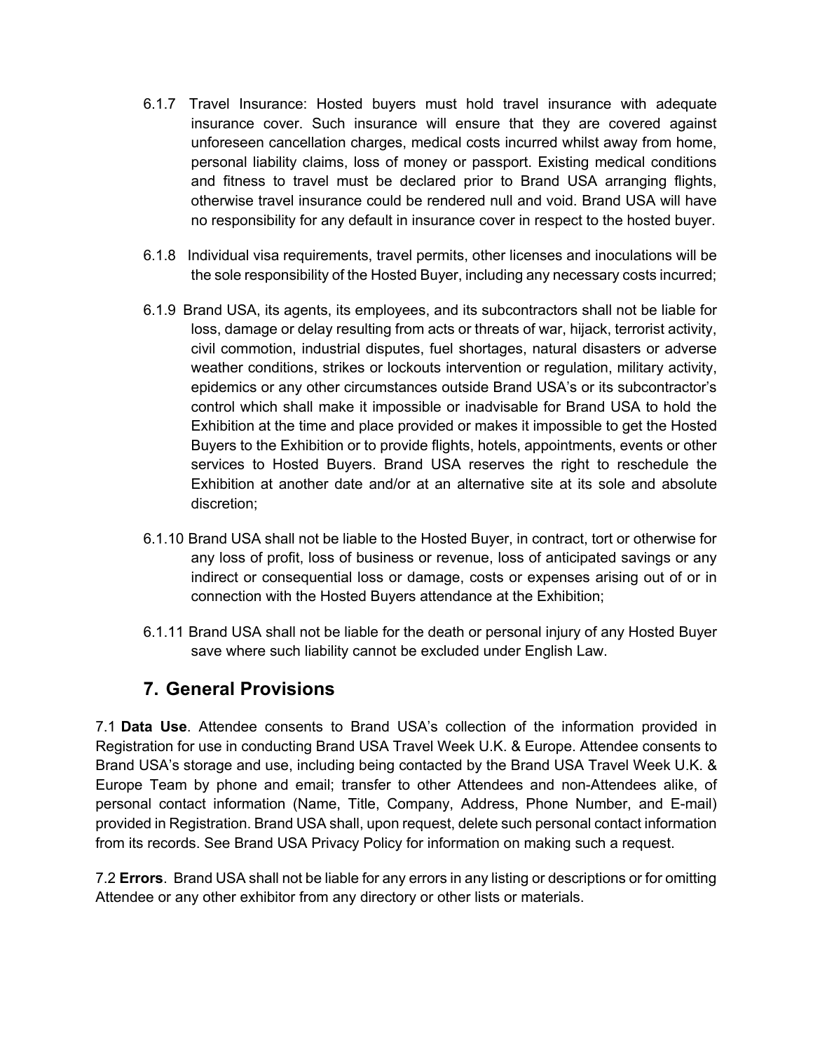6.1.7 Travel Insurance: Hosted buyers must hold travel insurance with adequate insurance cover. Such insurance will ensure that they are covered against unforeseen cancellation charges, medical costs incurred whilst away from home, personal liability claims, loss of money or passport. Existing medical conditions and fitness to travel must be declared prior to Brand USA arranging flights, otherwise travel insurance could be rendered null and void. Brand USA will have no responsibility for any default in insurance cover in respect to the hosted buyer.

6.1.8 Individual visa requirements, travel permits, other licenses and inoculations will be the sole responsibility of the Hosted Buyer, including any necessary costs incurred;

6.1.9 Brand USA, its agents, its employees, and its subcontractors shall not be liable for loss, damage or delay resulting from acts or threats of war, hijack, terrorist activity, civil commotion, industrial disputes, fuel shortages, natural disasters or adverse weather conditions, strikes or lockouts intervention or regulation, military activity, epidemics or any other circumstances outside Brand USA's or its subcontractor's control which shall make it impossible or inadvisable for Brand USA to hold the Exhibition at the time and place provided or makes it impossible to get the Hosted Buyers to the Exhibition or to provide flights, hotels, appointments, events or other services to Hosted Buyers. Brand USA reserves the right to reschedule the Exhibition at another date and/or at an alternative site at its sole and absolute discretion;

6.1.10 Brand USA shall not be liable to the Hosted Buyer, in contract, tort or otherwise for any loss of profit, loss of business or revenue, loss of anticipated savings or any indirect or consequential loss or damage, costs or expenses arising out of or in connection with the Hosted Buyers attendance at the Exhibition;

6.1.11 Brand USA shall not be liable for the death or personal injury of any Hosted Buyer save where such liability cannot be excluded under English Law.

## 7. General Provisions

7.1 **Data Use**. Attendee consents to Brand USA's collection of the information provided in Registration for use in conducting Brand USA Travel Week U.K. & Europe. Attendee consents to Brand USA's storage and use, including being contacted by the Brand USA Travel Week U.K. & Europe Team by phone and email; transfer to other Attendees and non-Attendees alike, of personal contact information (Name, Title, Company, Address, Phone Number, and E-mail) provided in Registration. Brand USA shall, upon request, delete such personal contact information from its records. See Brand USA Privacy Policy for information on making such a request.

7.2 **Errors**. Brand USA shall not be liable for any errors in any listing or descriptions or for omitting Attendee or any other exhibitor from any directory or other lists or materials.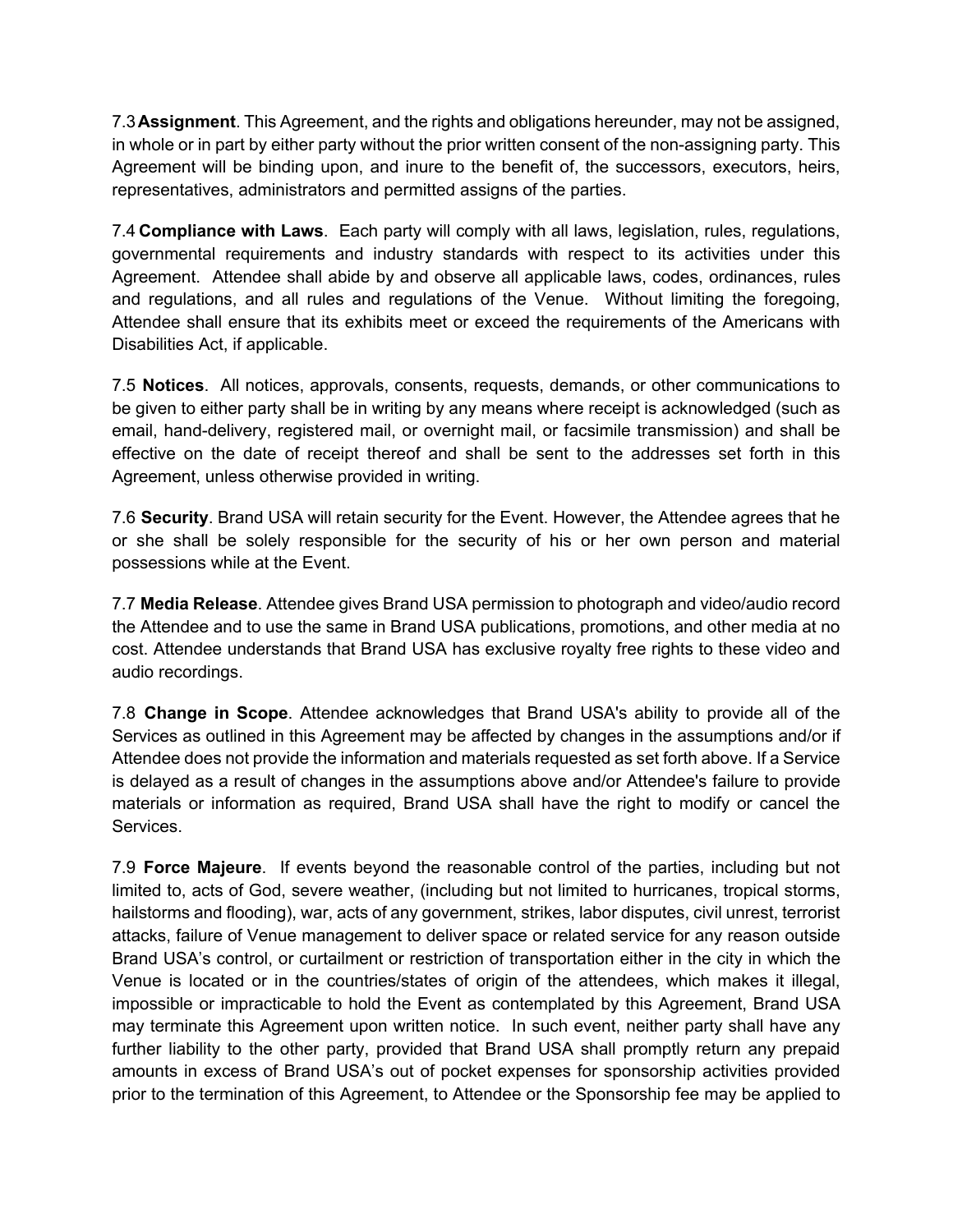7.3 **Assignment**. This Agreement, and the rights and obligations hereunder, may not be assigned, in whole or in part by either party without the prior written consent of the non-assigning party. This Agreement will be binding upon, and inure to the benefit of, the successors, executors, heirs, representatives, administrators and permitted assigns of the parties.

7.4 **Compliance with Laws**. Each party will comply with all laws, legislation, rules, regulations, governmental requirements and industry standards with respect to its activities under this Agreement. Attendee shall abide by and observe all applicable laws, codes, ordinances, rules and regulations, and all rules and regulations of the Venue. Without limiting the foregoing, Attendee shall ensure that its exhibits meet or exceed the requirements of the Americans with Disabilities Act, if applicable.

7.5 **Notices**. All notices, approvals, consents, requests, demands, or other communications to be given to either party shall be in writing by any means where receipt is acknowledged (such as email, hand-delivery, registered mail, or overnight mail, or facsimile transmission) and shall be effective on the date of receipt thereof and shall be sent to the addresses set forth in this Agreement, unless otherwise provided in writing.

7.6 **Security**. Brand USA will retain security for the Event. However, the Attendee agrees that he or she shall be solely responsible for the security of his or her own person and material possessions while at the Event.

7.7 **Media Release**. Attendee gives Brand USA permission to photograph and video/audio record the Attendee and to use the same in Brand USA publications, promotions, and other media at no cost. Attendee understands that Brand USA has exclusive royalty free rights to these video and audio recordings.

7.8 **Change in Scope**. Attendee acknowledges that Brand USA's ability to provide all of the Services as outlined in this Agreement may be affected by changes in the assumptions and/or if Attendee does not provide the information and materials requested as set forth above. If a Service is delayed as a result of changes in the assumptions above and/or Attendee's failure to provide materials or information as required, Brand USA shall have the right to modify or cancel the Services.

7.9 **Force Majeure**. If events beyond the reasonable control of the parties, including but not limited to, acts of God, severe weather, (including but not limited to hurricanes, tropical storms, hailstorms and flooding), war, acts of any government, strikes, labor disputes, civil unrest, terrorist attacks, failure of Venue management to deliver space or related service for any reason outside Brand USA's control, or curtailment or restriction of transportation either in the city in which the Venue is located or in the countries/states of origin of the attendees, which makes it illegal, impossible or impracticable to hold the Event as contemplated by this Agreement, Brand USA may terminate this Agreement upon written notice. In such event, neither party shall have any further liability to the other party, provided that Brand USA shall promptly return any prepaid amounts in excess of Brand USA's out of pocket expenses for sponsorship activities provided prior to the termination of this Agreement, to Attendee or the Sponsorship fee may be applied to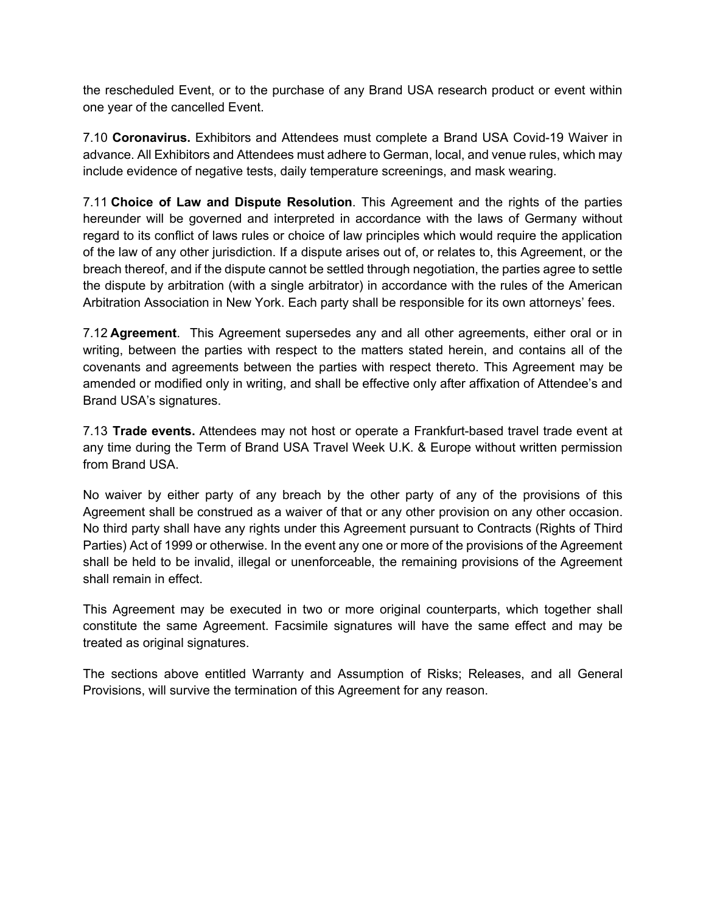the rescheduled Event, or to the purchase of any Brand USA research product or event within one year of the cancelled Event.

7.10 **Coronavirus.** Exhibitors and Attendees must complete a Brand USA Covid-19 Waiver in advance. All Exhibitors and Attendees must adhere to German, local, and venue rules, which may include evidence of negative tests, daily temperature screenings, and mask wearing.

7.11 **Choice of Law and Dispute Resolution**. This Agreement and the rights of the parties hereunder will be governed and interpreted in accordance with the laws of Germany without regard to its conflict of laws rules or choice of law principles which would require the application of the law of any other jurisdiction. If a dispute arises out of, or relates to, this Agreement, or the breach thereof, and if the dispute cannot be settled through negotiation, the parties agree to settle the dispute by arbitration (with a single arbitrator) in accordance with the rules of the American Arbitration Association in New York. Each party shall be responsible for its own attorneys' fees.

7.12 **Agreement**. This Agreement supersedes any and all other agreements, either oral or in writing, between the parties with respect to the matters stated herein, and contains all of the covenants and agreements between the parties with respect thereto. This Agreement may be amended or modified only in writing, and shall be effective only after affixation of Attendee's and Brand USA's signatures.

7.13 **Trade events.** Attendees may not host or operate a Frankfurt-based travel trade event at any time during the Term of Brand USA Travel Week U.K. & Europe without written permission from Brand USA.

No waiver by either party of any breach by the other party of any of the provisions of this Agreement shall be construed as a waiver of that or any other provision on any other occasion. No third party shall have any rights under this Agreement pursuant to Contracts (Rights of Third Parties) Act of 1999 or otherwise. In the event any one or more of the provisions of the Agreement shall be held to be invalid, illegal or unenforceable, the remaining provisions of the Agreement shall remain in effect.

This Agreement may be executed in two or more original counterparts, which together shall constitute the same Agreement. Facsimile signatures will have the same effect and may be treated as original signatures.

The sections above entitled Warranty and Assumption of Risks; Releases, and all General Provisions, will survive the termination of this Agreement for any reason.